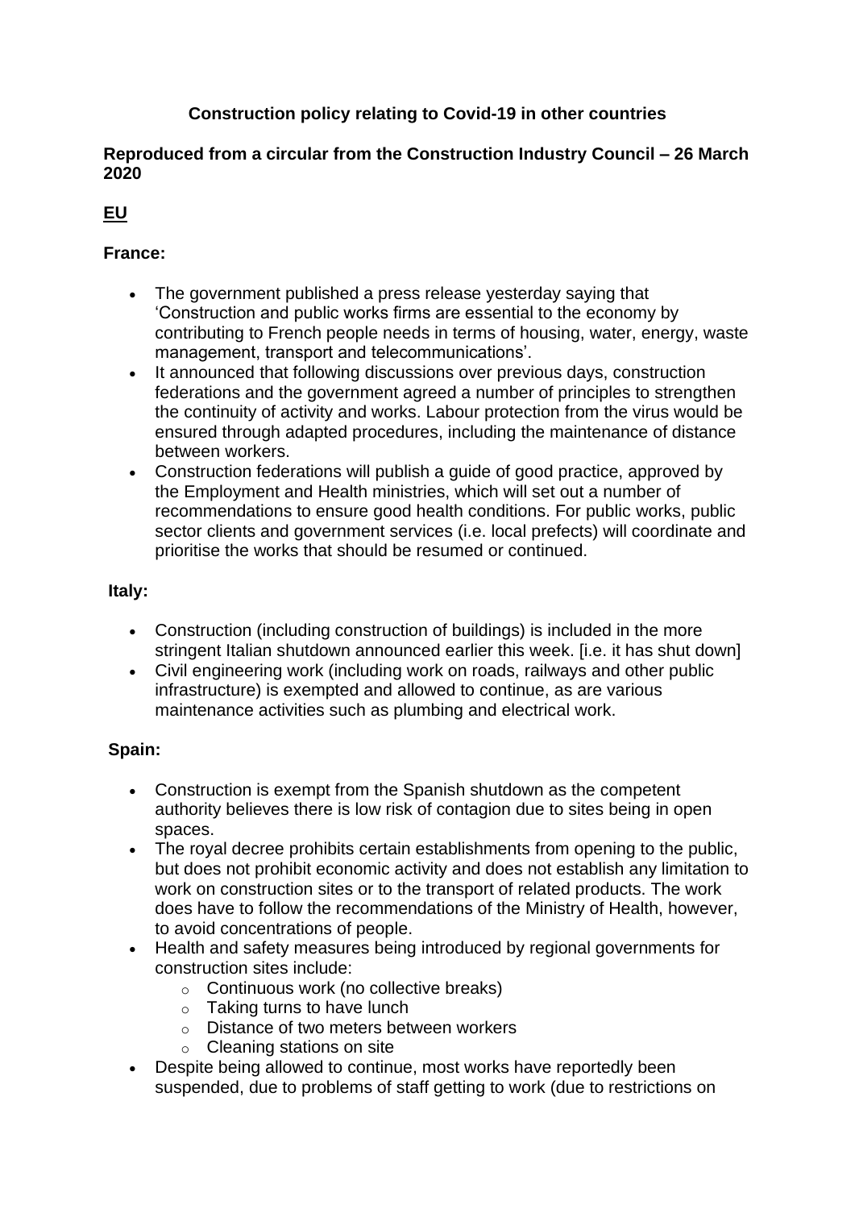# Construction policy relating to Covid-19 in other countries

**Reproduced from a circular from the Construction Industry Council – 26 March 2020**

## EU

### France:

- The government published a press release yesterday saying that 'Construction and public works firms are essential to the economy by contributing to French people needs in terms of housing, water, energy, waste management, transport and telecommunications'.
- It announced that following discussions over previous days, construction federations and the government agreed a number of principles to strengthen the continuity of activity and works. Labour protection from the virus would be ensured through adapted procedures, including the maintenance of distance between workers.
- Construction federations will publish a guide of good practice, approved by the Employment and Health ministries, which will set out a number of recommendations to ensure good health conditions. For public works, public sector clients and government services (i.e. local prefects) will coordinate and prioritise the works that should be resumed or continued.

### Italy:

- Construction (including construction of buildings) is included in the more stringent Italian shutdown announced earlier this week. [i.e. it has shut down]
- Civil engineering work (including work on roads, railways and other public infrastructure) is exempted and allowed to continue, as are various maintenance activities such as plumbing and electrical work.

### Spain:

- Construction is exempt from the Spanish shutdown as the competent authority believes there is low risk of contagion due to sites being in open spaces.
- The royal decree prohibits certain establishments from opening to the public, but does not prohibit economic activity and does not establish any limitation to work on construction sites or to the transport of related products. The work does have to follow the recommendations of the Ministry of Health, however, to avoid concentrations of people.
- Health and safety measures being introduced by regional governments for construction sites include:
  - Continuous work (no collective breaks)
  - Taking turns to have lunch
  - Distance of two meters between workers
  - Cleaning stations on site
- Despite being allowed to continue, most works have reportedly been suspended, due to problems of staff getting to work (due to restrictions on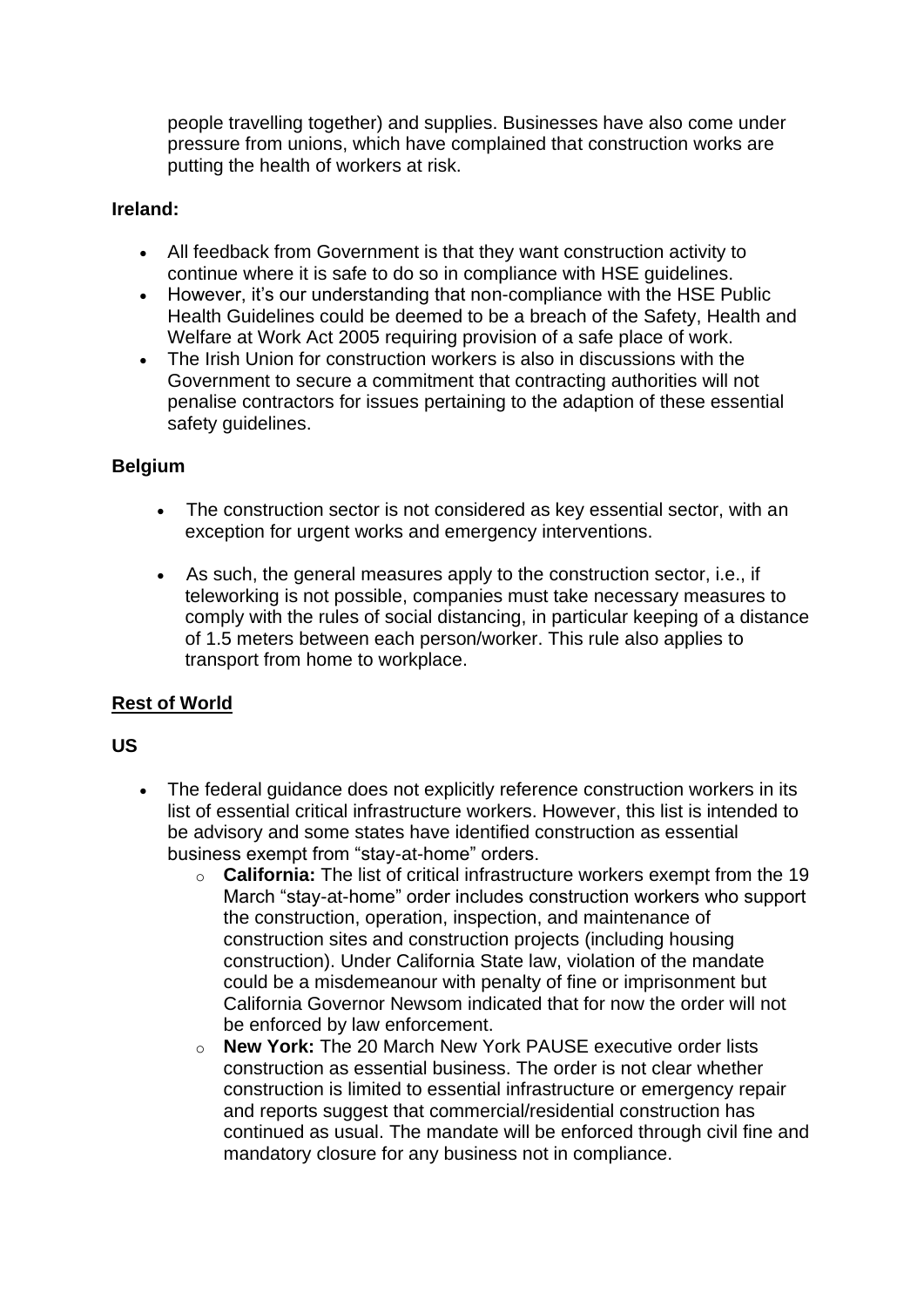people travelling together) and supplies. Businesses have also come under pressure from unions, which have complained that construction works are putting the health of workers at risk.

**Ireland:**

- All feedback from Government is that they want construction activity to continue where it is safe to do so in compliance with HSE guidelines.
- However, it's our understanding that non-compliance with the HSE Public Health Guidelines could be deemed to be a breach of the Safety, Health and Welfare at Work Act 2005 requiring provision of a safe place of work.
- The Irish Union for construction workers is also in discussions with the Government to secure a commitment that contracting authorities will not penalise contractors for issues pertaining to the adaption of these essential safety guidelines.

**Belgium**

- The construction sector is not considered as key essential sector, with an exception for urgent works and emergency interventions.
- As such, the general measures apply to the construction sector, i.e., if teleworking is not possible, companies must take necessary measures to comply with the rules of social distancing, in particular keeping of a distance of 1.5 meters between each person/worker. This rule also applies to transport from home to workplace.

**Rest of World**

**US**

- The federal guidance does not explicitly reference construction workers in its list of essential critical infrastructure workers. However, this list is intended to be advisory and some states have identified construction as essential business exempt from "stay-at-home" orders.
    - **California:** The list of critical infrastructure workers exempt from the 19 March "stay-at-home" order includes construction workers who support the construction, operation, inspection, and maintenance of construction sites and construction projects (including housing construction). Under California State law, violation of the mandate could be a misdemeanour with penalty of fine or imprisonment but California Governor Newsom indicated that for now the order will not be enforced by law enforcement.
    - **New York:** The 20 March New York PAUSE executive order lists construction as essential business. The order is not clear whether construction is limited to essential infrastructure or emergency repair and reports suggest that commercial/residential construction has continued as usual. The mandate will be enforced through civil fine and mandatory closure for any business not in compliance.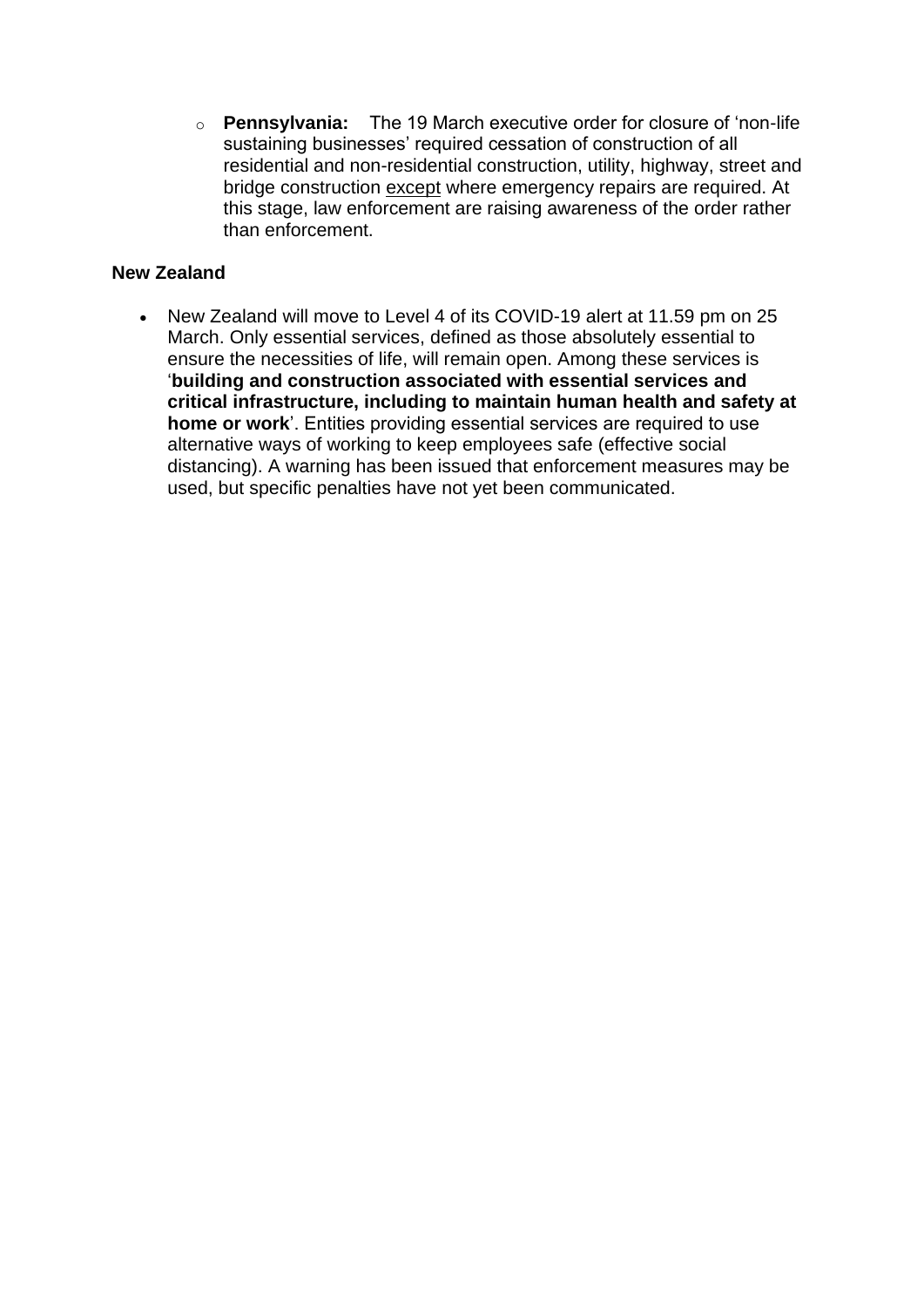- **Pennsylvania:** The 19 March executive order for closure of 'non-life sustaining businesses' required cessation of construction of all residential and non-residential construction, utility, highway, street and bridge construction <u>except</u> where emergency repairs are required. At this stage, law enforcement are raising awareness of the order rather than enforcement.

**New Zealand**

- New Zealand will move to Level 4 of its COVID-19 alert at 11.59 pm on 25 March. Only essential services, defined as those absolutely essential to ensure the necessities of life, will remain open. Among these services is '**building and construction associated with essential services and critical infrastructure, including to maintain human health and safety at home or work**'. Entities providing essential services are required to use alternative ways of working to keep employees safe (effective social distancing). A warning has been issued that enforcement measures may be used, but specific penalties have not yet been communicated.